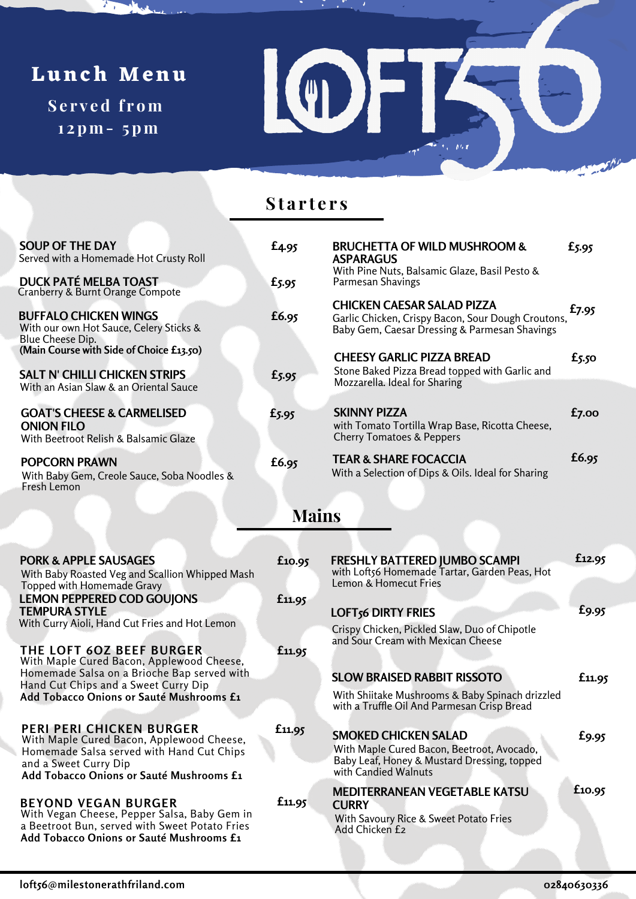# Lunch Menu

Served from 12pm- 5pm

LOFT56

## Starters

**SOUP OF THE DAY** £4.95
Served with a Homemade Hot Crusty Roll

**DUCK PATÉ MELBA TOAST** £5.95
Cranberry & Burnt Orange Compote

**BUFFALO CHICKEN WINGS** £6.95
With our own Hot Sauce, Celery Sticks & Blue Cheese Dip.
**(Main Course with Side of Choice £13.50)**

**SALT N' CHILLI CHICKEN STRIPS** £5.95
With an Asian Slaw & an Oriental Sauce

**GOAT'S CHEESE & CARMELISED ONION FILO** £5.95
With Beetroot Relish & Balsamic Glaze

**POPCORN PRAWN** £6.95
With Baby Gem, Creole Sauce, Soba Noodles & Fresh Lemon

**BRUCHETTA OF WILD MUSHROOM & ASPARAGUS** £5.95
With Pine Nuts, Balsamic Glaze, Basil Pesto & Parmesan Shavings

**CHICKEN CAESAR SALAD PIZZA** £7.95
Garlic Chicken, Crispy Bacon, Sour Dough Croutons, Baby Gem, Caesar Dressing & Parmesan Shavings

**CHEESY GARLIC PIZZA BREAD** £5.50
Stone Baked Pizza Bread topped with Garlic and Mozzarella. Ideal for Sharing

**SKINNY PIZZA** £7.00
with Tomato Tortilla Wrap Base, Ricotta Cheese, Cherry Tomatoes & Peppers

**TEAR & SHARE FOCACCIA** £6.95
With a Selection of Dips & Oils. Ideal for Sharing

## Mains

**PORK & APPLE SAUSAGES** £10.95
With Baby Roasted Veg and Scallion Whipped Mash Topped with Homemade Gravy

**LEMON PEPPERED COD GOUJONS TEMPURA STYLE** £11.95
With Curry Aioli, Hand Cut Fries and Hot Lemon

**THE LOFT 6OZ BEEF BURGER** £11.95
With Maple Cured Bacon, Applewood Cheese, Homemade Salsa on a Brioche Bap served with Hand Cut Chips and a Sweet Curry Dip
**Add Tobacco Onions or Sauté Mushrooms £1**

**PERI PERI CHICKEN BURGER** £11.95
With Maple Cured Bacon, Applewood Cheese, Homemade Salsa served with Hand Cut Chips and a Sweet Curry Dip
**Add Tobacco Onions or Sauté Mushrooms £1**

**BEYOND VEGAN BURGER** £11.95
With Vegan Cheese, Pepper Salsa, Baby Gem in a Beetroot Bun, served with Sweet Potato Fries
**Add Tobacco Onions or Sauté Mushrooms £1**

**FRESHLY BATTERED JUMBO SCAMPI** £12.95
with Loft56 Homemade Tartar, Garden Peas, Hot Lemon & Homecut Fries

**LOFT56 DIRTY FRIES** £9.95
Crispy Chicken, Pickled Slaw, Duo of Chipotle and Sour Cream with Mexican Cheese

**SLOW BRAISED RABBIT RISSOTO** £11.95
With Shiitake Mushrooms & Baby Spinach drizzled with a Truffle Oil And Parmesan Crisp Bread

**SMOKED CHICKEN SALAD** £9.95
With Maple Cured Bacon, Beetroot, Avocado, Baby Leaf, Honey & Mustard Dressing, topped with Candied Walnuts

**MEDITERRANEAN VEGETABLE KATSU CURRY** £10.95
With Savoury Rice & Sweet Potato Fries
Add Chicken £2

loft56@milestonerathfriland.com    02840630336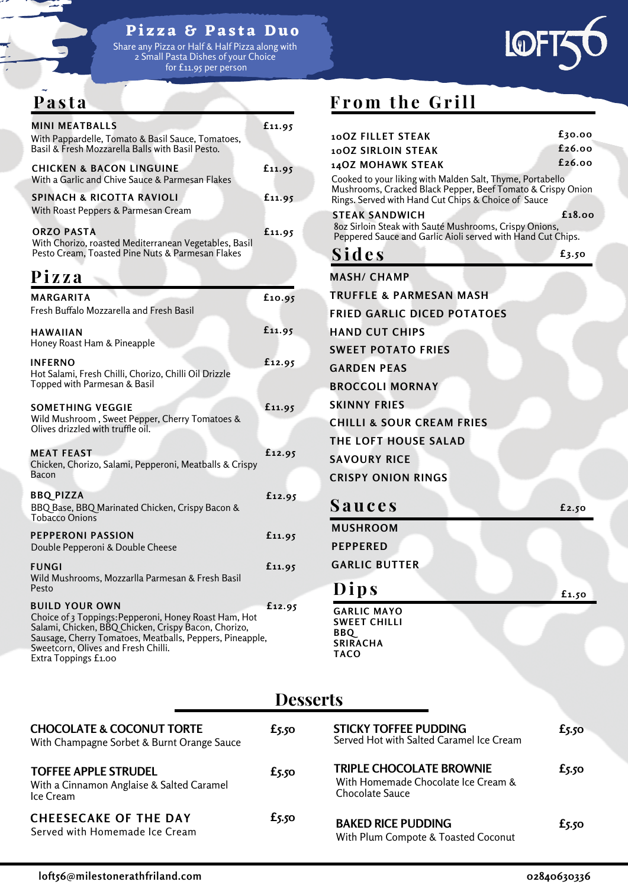# Pizza & Pasta Duo

Share any Pizza or Half & Half Pizza along with 2 Small Pasta Dishes of your Choice for £11.95 per person

LOFT56

## Pasta

**MINI MEATBALLS** £11.95
With Pappardelle, Tomato & Basil Sauce, Tomatoes, Basil & Fresh Mozzarella Balls with Basil Pesto.

**CHICKEN & BACON LINGUINE** £11.95
With a Garlic and Chive Sauce & Parmesan Flakes

**SPINACH & RICOTTA RAVIOLI** £11.95
With Roast Peppers & Parmesan Cream

**ORZO PASTA** £11.95
With Chorizo, roasted Mediterranean Vegetables, Basil Pesto Cream, Toasted Pine Nuts & Parmesan Flakes

## Pizza

**MARGARITA** £10.95
Fresh Buffalo Mozzarella and Fresh Basil

**HAWAIIAN** £11.95
Honey Roast Ham & Pineapple

**INFERNO** £12.95
Hot Salami, Fresh Chilli, Chorizo, Chilli Oil Drizzle Topped with Parmesan & Basil

**SOMETHING VEGGIE** £11.95
Wild Mushroom , Sweet Pepper, Cherry Tomatoes & Olives drizzled with truffle oil.

**MEAT FEAST** £12.95
Chicken, Chorizo, Salami, Pepperoni, Meatballs & Crispy Bacon

**BBQ PIZZA** £12.95
BBQ Base, BBQ Marinated Chicken, Crispy Bacon & Tobacco Onions

**PEPPERONI PASSION** £11.95
Double Pepperoni & Double Cheese

**FUNGI** £11.95
Wild Mushrooms, Mozzarlla Parmesan & Fresh Basil Pesto

**BUILD YOUR OWN** £12.95
Choice of 3 Toppings:Pepperoni, Honey Roast Ham, Hot Salami, Chicken, BBQ Chicken, Crispy Bacon, Chorizo, Sausage, Cherry Tomatoes, Meatballs, Peppers, Pineapple, Sweetcorn, Olives and Fresh Chilli.
Extra Toppings £1.00

## From the Grill

**10OZ FILLET STEAK** £30.00
**10OZ SIRLOIN STEAK** £26.00
**14OZ MOHAWK STEAK** £26.00

Cooked to your liking with Malden Salt, Thyme, Portabello Mushrooms, Cracked Black Pepper, Beef Tomato & Crispy Onion Rings. Served with Hand Cut Chips & Choice of Sauce

**STEAK SANDWICH** £18.00
8oz Sirloin Steak with Sauté Mushrooms, Crispy Onions, Peppered Sauce and Garlic Aioli served with Hand Cut Chips.

## Sides £3.50

- MASH/ CHAMP
- TRUFFLE & PARMESAN MASH
- FRIED GARLIC DICED POTATOES
- HAND CUT CHIPS
- SWEET POTATO FRIES
- GARDEN PEAS
- BROCCOLI MORNAY
- SKINNY FRIES
- CHILLI & SOUR CREAM FRIES
- THE LOFT HOUSE SALAD
- SAVOURY RICE
- CRISPY ONION RINGS

## Sauces £2.50

- MUSHROOM
- PEPPERED
- GARLIC BUTTER

## Dips £1.50

- GARLIC MAYO
- SWEET CHILLI
- BBQ
- SRIRACHA
- TACO

## Desserts

**CHOCOLATE & COCONUT TORTE** £5.50
With Champagne Sorbet & Burnt Orange Sauce

**TOFFEE APPLE STRUDEL** £5.50
With a Cinnamon Anglaise & Salted Caramel Ice Cream

**CHEESECAKE OF THE DAY** £5.50
Served with Homemade Ice Cream

**STICKY TOFFEE PUDDING** £5.50
Served Hot with Salted Caramel Ice Cream

**TRIPLE CHOCOLATE BROWNIE** £5.50
With Homemade Chocolate Ice Cream & Chocolate Sauce

**BAKED RICE PUDDING** £5.50
With Plum Compote & Toasted Coconut

loft56@milestonerathfriland.com 02840630336